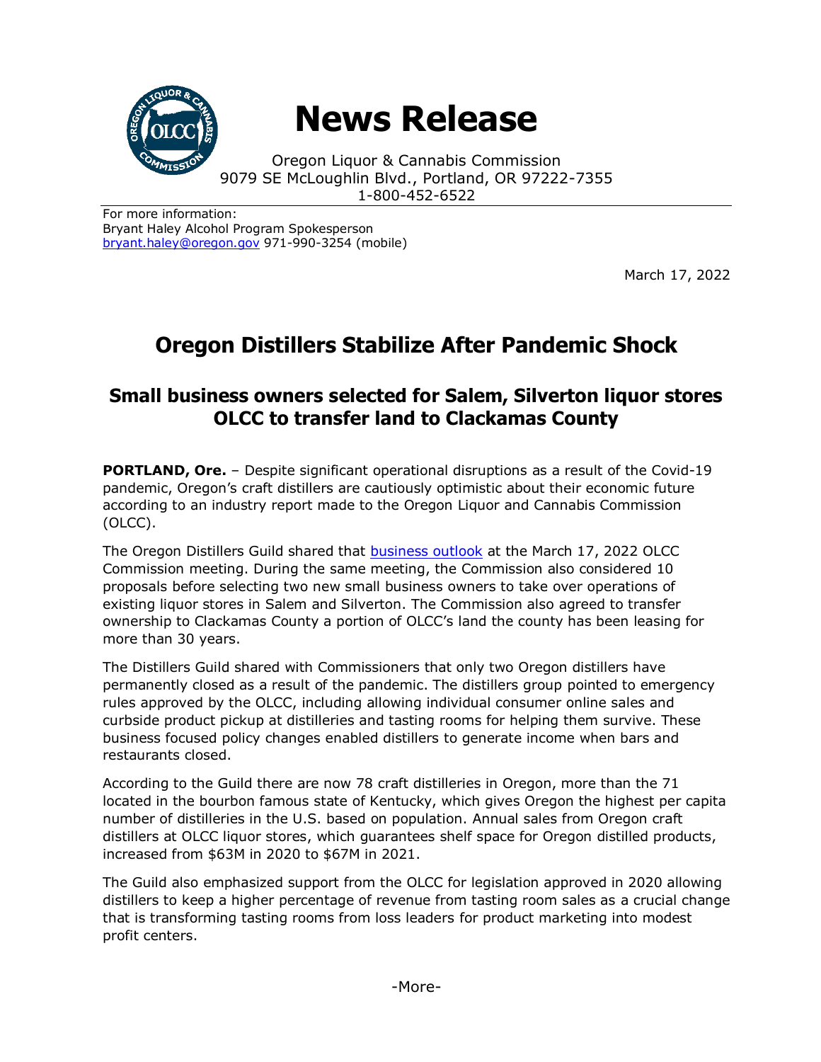# News Release

Oregon Liquor & Cannabis Commission
9079 SE McLoughlin Blvd., Portland, OR 97222-7355
1-800-452-6522

For more information:
Bryant Haley Alcohol Program Spokesperson
bryant.haley@oregon.gov 971-990-3254 (mobile)

March 17, 2022

## Oregon Distillers Stabilize After Pandemic Shock

### Small business owners selected for Salem, Silverton liquor stores
### OLCC to transfer land to Clackamas County

**PORTLAND, Ore.** – Despite significant operational disruptions as a result of the Covid-19 pandemic, Oregon's craft distillers are cautiously optimistic about their economic future according to an industry report made to the Oregon Liquor and Cannabis Commission (OLCC).

The Oregon Distillers Guild shared that business outlook at the March 17, 2022 OLCC Commission meeting. During the same meeting, the Commission also considered 10 proposals before selecting two new small business owners to take over operations of existing liquor stores in Salem and Silverton. The Commission also agreed to transfer ownership to Clackamas County a portion of OLCC's land the county has been leasing for more than 30 years.

The Distillers Guild shared with Commissioners that only two Oregon distillers have permanently closed as a result of the pandemic. The distillers group pointed to emergency rules approved by the OLCC, including allowing individual consumer online sales and curbside product pickup at distilleries and tasting rooms for helping them survive. These business focused policy changes enabled distillers to generate income when bars and restaurants closed.

According to the Guild there are now 78 craft distilleries in Oregon, more than the 71 located in the bourbon famous state of Kentucky, which gives Oregon the highest per capita number of distilleries in the U.S. based on population. Annual sales from Oregon craft distillers at OLCC liquor stores, which guarantees shelf space for Oregon distilled products, increased from $63M in 2020 to $67M in 2021.

The Guild also emphasized support from the OLCC for legislation approved in 2020 allowing distillers to keep a higher percentage of revenue from tasting room sales as a crucial change that is transforming tasting rooms from loss leaders for product marketing into modest profit centers.

-More-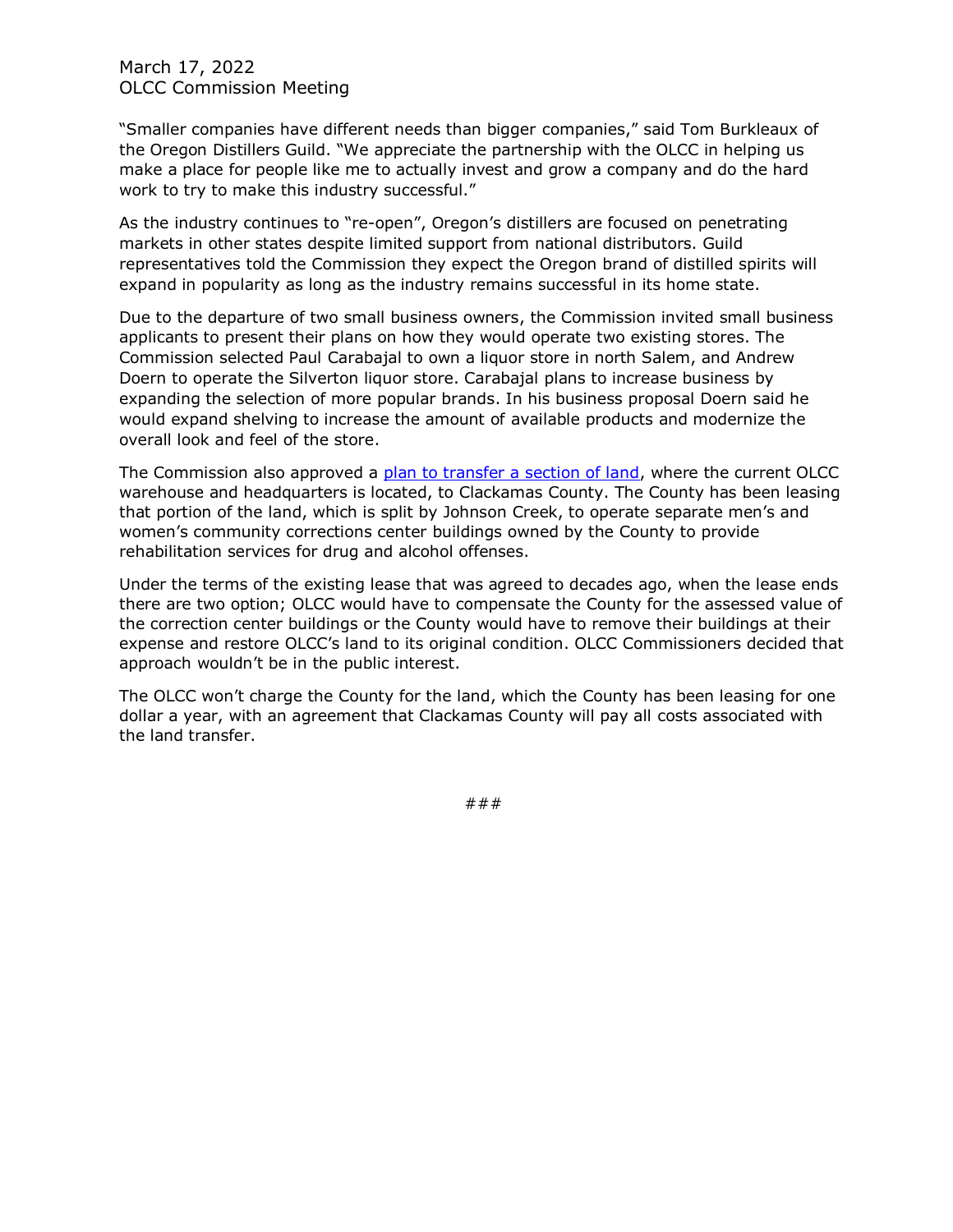"Smaller companies have different needs than bigger companies," said Tom Burkleaux of the Oregon Distillers Guild. "We appreciate the partnership with the OLCC in helping us make a place for people like me to actually invest and grow a company and do the hard work to try to make this industry successful."

As the industry continues to "re-open", Oregon's distillers are focused on penetrating markets in other states despite limited support from national distributors. Guild representatives told the Commission they expect the Oregon brand of distilled spirits will expand in popularity as long as the industry remains successful in its home state.

Due to the departure of two small business owners, the Commission invited small business applicants to present their plans on how they would operate two existing stores. The Commission selected Paul Carabajal to own a liquor store in north Salem, and Andrew Doern to operate the Silverton liquor store. Carabajal plans to increase business by expanding the selection of more popular brands. In his business proposal Doern said he would expand shelving to increase the amount of available products and modernize the overall look and feel of the store.

The Commission also approved a plan to transfer a section of land, where the current OLCC warehouse and headquarters is located, to Clackamas County. The County has been leasing that portion of the land, which is split by Johnson Creek, to operate separate men's and women's community corrections center buildings owned by the County to provide rehabilitation services for drug and alcohol offenses.

Under the terms of the existing lease that was agreed to decades ago, when the lease ends there are two option; OLCC would have to compensate the County for the assessed value of the correction center buildings or the County would have to remove their buildings at their expense and restore OLCC's land to its original condition. OLCC Commissioners decided that approach wouldn't be in the public interest.

The OLCC won't charge the County for the land, which the County has been leasing for one dollar a year, with an agreement that Clackamas County will pay all costs associated with the land transfer.

###